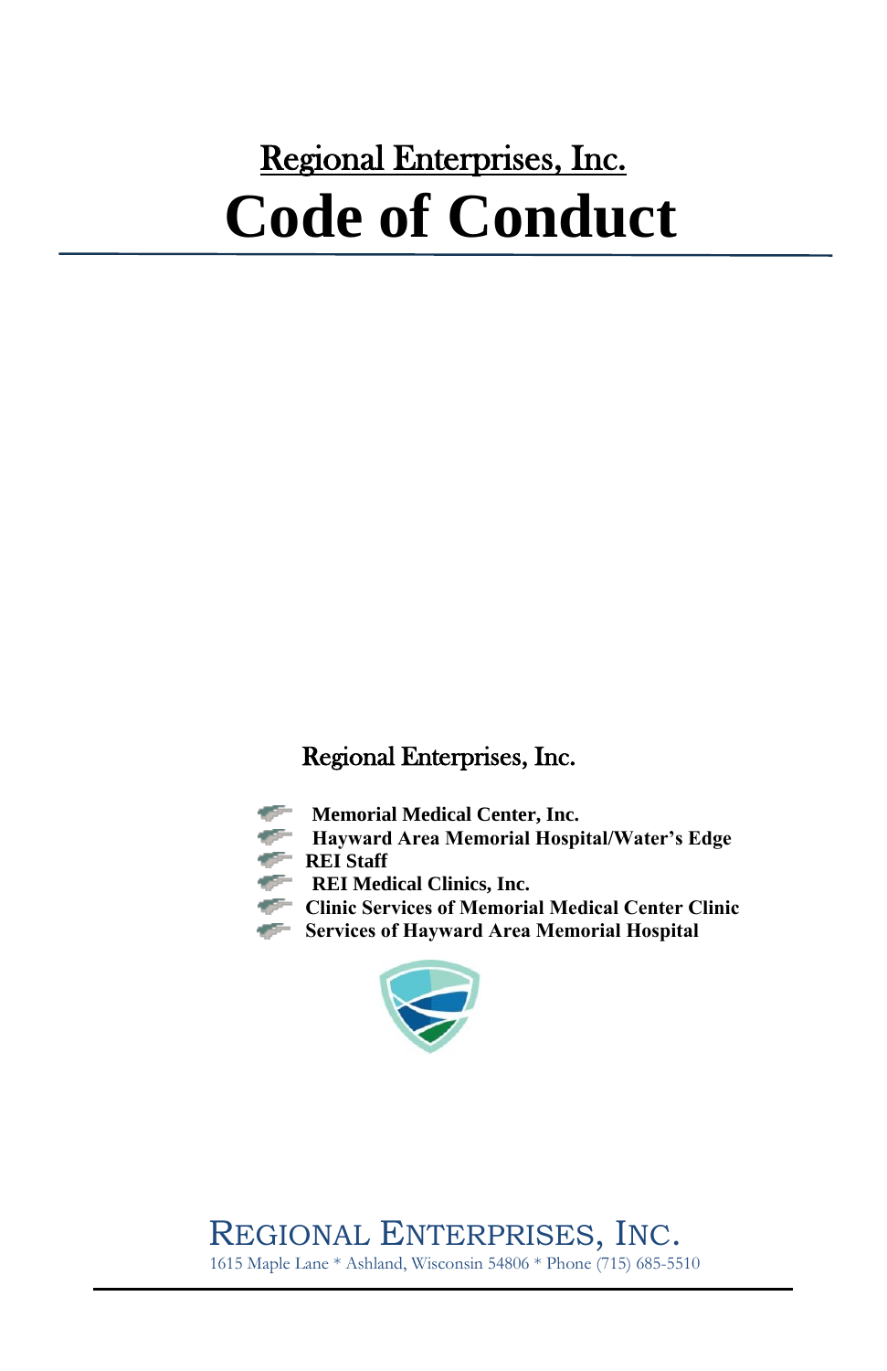Regional Enterprises, Inc.

# Code of Conduct

Regional Enterprises, Inc.

- **Memorial Medical Center, Inc.**
- **Hayward Area Memorial Hospital/Water's Edge**
- **REI Staff**
- **REI Medical Clinics, Inc.**
- **Clinic Services of Memorial Medical Center Clinic**
- **Services of Hayward Area Memorial Hospital**

REGIONAL ENTERPRISES, INC.

1615 Maple Lane * Ashland, Wisconsin 54806 * Phone (715) 685-5510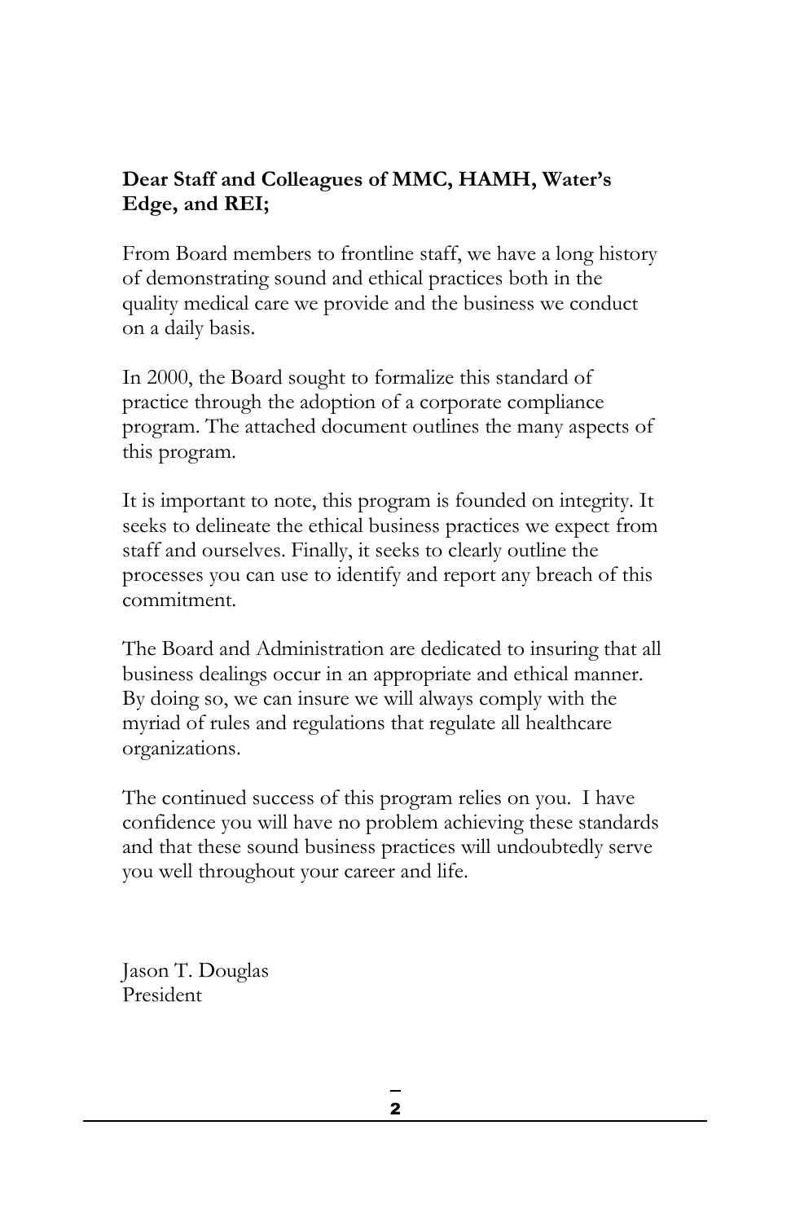**Dear Staff and Colleagues of MMC, HAMH, Water's Edge, and REI;**

From Board members to frontline staff, we have a long history of demonstrating sound and ethical practices both in the quality medical care we provide and the business we conduct on a daily basis.

In 2000, the Board sought to formalize this standard of practice through the adoption of a corporate compliance program. The attached document outlines the many aspects of this program.

It is important to note, this program is founded on integrity. It seeks to delineate the ethical business practices we expect from staff and ourselves. Finally, it seeks to clearly outline the processes you can use to identify and report any breach of this commitment.

The Board and Administration are dedicated to insuring that all business dealings occur in an appropriate and ethical manner. By doing so, we can insure we will always comply with the myriad of rules and regulations that regulate all healthcare organizations.

The continued success of this program relies on you. I have confidence you will have no problem achieving these standards and that these sound business practices will undoubtedly serve you well throughout your career and life.

Jason T. Douglas
President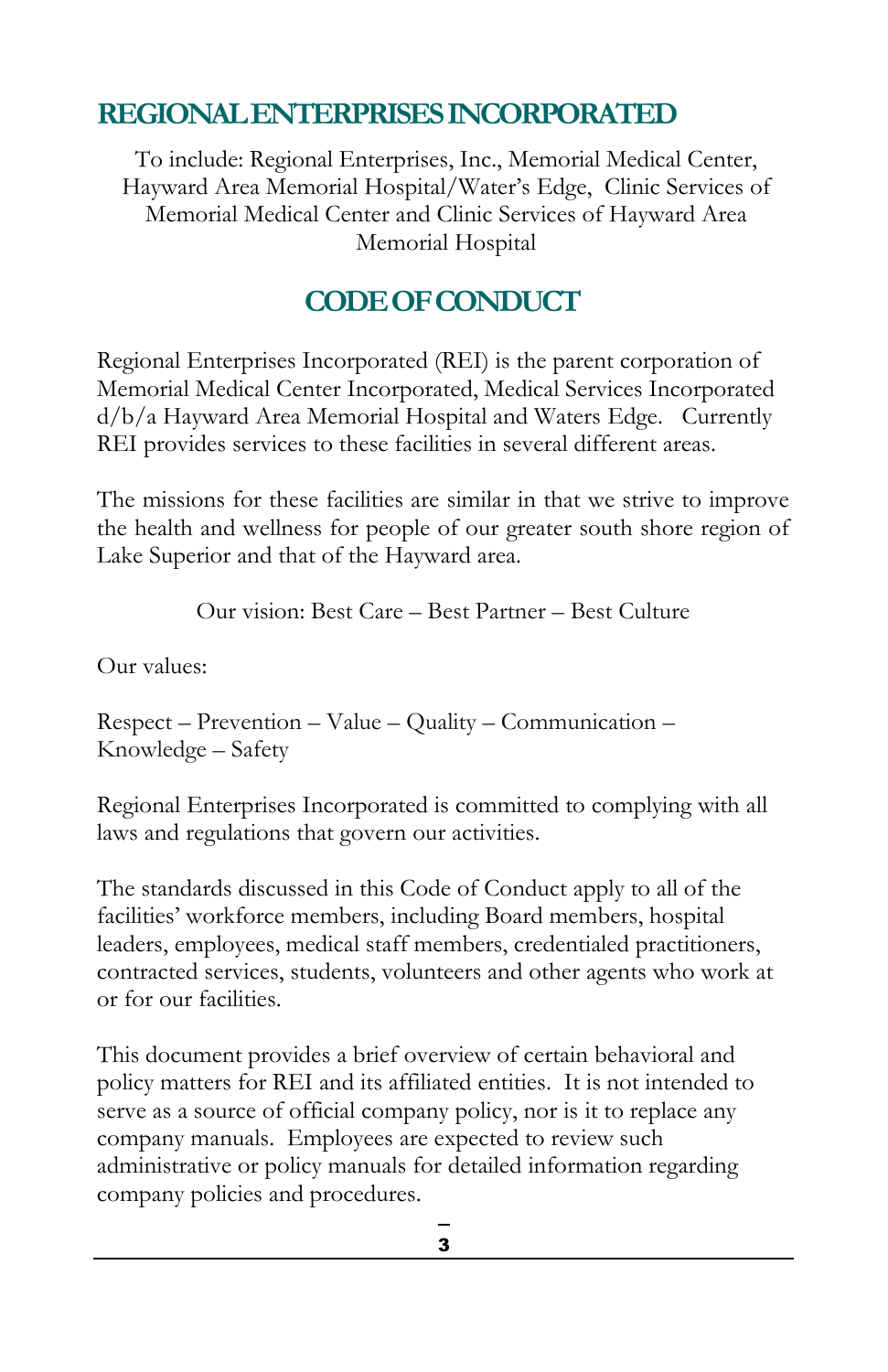# REGIONAL ENTERPRISES INCORPORATED

To include: Regional Enterprises, Inc., Memorial Medical Center, Hayward Area Memorial Hospital/Water's Edge, Clinic Services of Memorial Medical Center and Clinic Services of Hayward Area Memorial Hospital

## CODE OF CONDUCT

Regional Enterprises Incorporated (REI) is the parent corporation of Memorial Medical Center Incorporated, Medical Services Incorporated d/b/a Hayward Area Memorial Hospital and Waters Edge. Currently REI provides services to these facilities in several different areas.

The missions for these facilities are similar in that we strive to improve the health and wellness for people of our greater south shore region of Lake Superior and that of the Hayward area.

Our vision: Best Care – Best Partner – Best Culture

Our values:

Respect – Prevention – Value – Quality – Communication – Knowledge – Safety

Regional Enterprises Incorporated is committed to complying with all laws and regulations that govern our activities.

The standards discussed in this Code of Conduct apply to all of the facilities' workforce members, including Board members, hospital leaders, employees, medical staff members, credentialed practitioners, contracted services, students, volunteers and other agents who work at or for our facilities.

This document provides a brief overview of certain behavioral and policy matters for REI and its affiliated entities. It is not intended to serve as a source of official company policy, nor is it to replace any company manuals. Employees are expected to review such administrative or policy manuals for detailed information regarding company policies and procedures.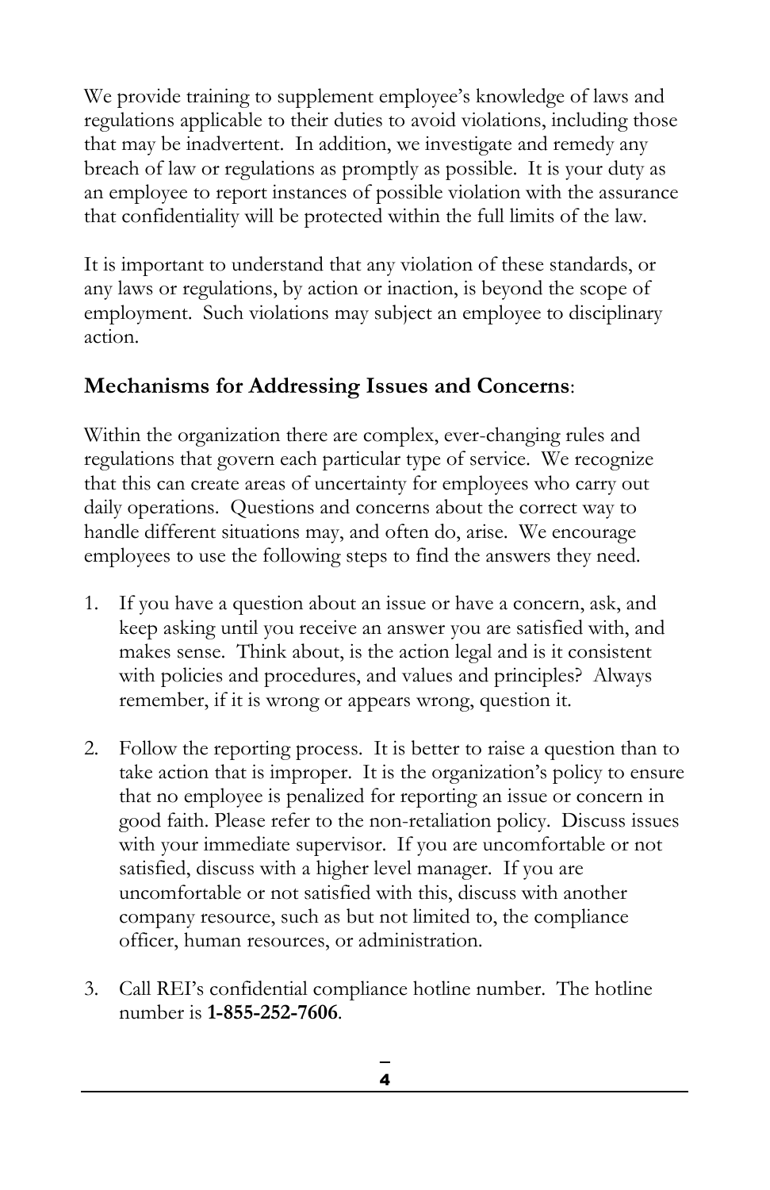We provide training to supplement employee's knowledge of laws and regulations applicable to their duties to avoid violations, including those that may be inadvertent. In addition, we investigate and remedy any breach of law or regulations as promptly as possible. It is your duty as an employee to report instances of possible violation with the assurance that confidentiality will be protected within the full limits of the law.

It is important to understand that any violation of these standards, or any laws or regulations, by action or inaction, is beyond the scope of employment. Such violations may subject an employee to disciplinary action.

**Mechanisms for Addressing Issues and Concerns**:

Within the organization there are complex, ever-changing rules and regulations that govern each particular type of service. We recognize that this can create areas of uncertainty for employees who carry out daily operations. Questions and concerns about the correct way to handle different situations may, and often do, arise. We encourage employees to use the following steps to find the answers they need.

1. If you have a question about an issue or have a concern, ask, and keep asking until you receive an answer you are satisfied with, and makes sense. Think about, is the action legal and is it consistent with policies and procedures, and values and principles? Always remember, if it is wrong or appears wrong, question it.

2. Follow the reporting process. It is better to raise a question than to take action that is improper. It is the organization's policy to ensure that no employee is penalized for reporting an issue or concern in good faith. Please refer to the non-retaliation policy. Discuss issues with your immediate supervisor. If you are uncomfortable or not satisfied, discuss with a higher level manager. If you are uncomfortable or not satisfied with this, discuss with another company resource, such as but not limited to, the compliance officer, human resources, or administration.

3. Call REI's confidential compliance hotline number. The hotline number is **1-855-252-7606**.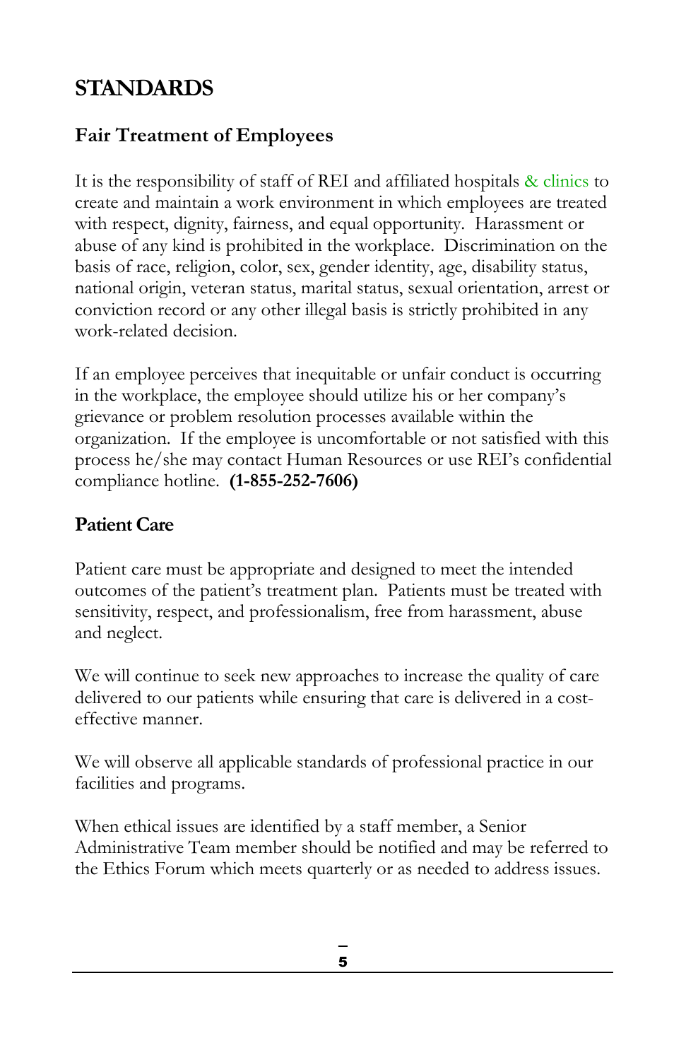# STANDARDS

## Fair Treatment of Employees

It is the responsibility of staff of REI and affiliated hospitals & clinics to create and maintain a work environment in which employees are treated with respect, dignity, fairness, and equal opportunity. Harassment or abuse of any kind is prohibited in the workplace. Discrimination on the basis of race, religion, color, sex, gender identity, age, disability status, national origin, veteran status, marital status, sexual orientation, arrest or conviction record or any other illegal basis is strictly prohibited in any work-related decision.

If an employee perceives that inequitable or unfair conduct is occurring in the workplace, the employee should utilize his or her company's grievance or problem resolution processes available within the organization. If the employee is uncomfortable or not satisfied with this process he/she may contact Human Resources or use REI's confidential compliance hotline. **(1-855-252-7606)**

## Patient Care

Patient care must be appropriate and designed to meet the intended outcomes of the patient's treatment plan. Patients must be treated with sensitivity, respect, and professionalism, free from harassment, abuse and neglect.

We will continue to seek new approaches to increase the quality of care delivered to our patients while ensuring that care is delivered in a cost-effective manner.

We will observe all applicable standards of professional practice in our facilities and programs.

When ethical issues are identified by a staff member, a Senior Administrative Team member should be notified and may be referred to the Ethics Forum which meets quarterly or as needed to address issues.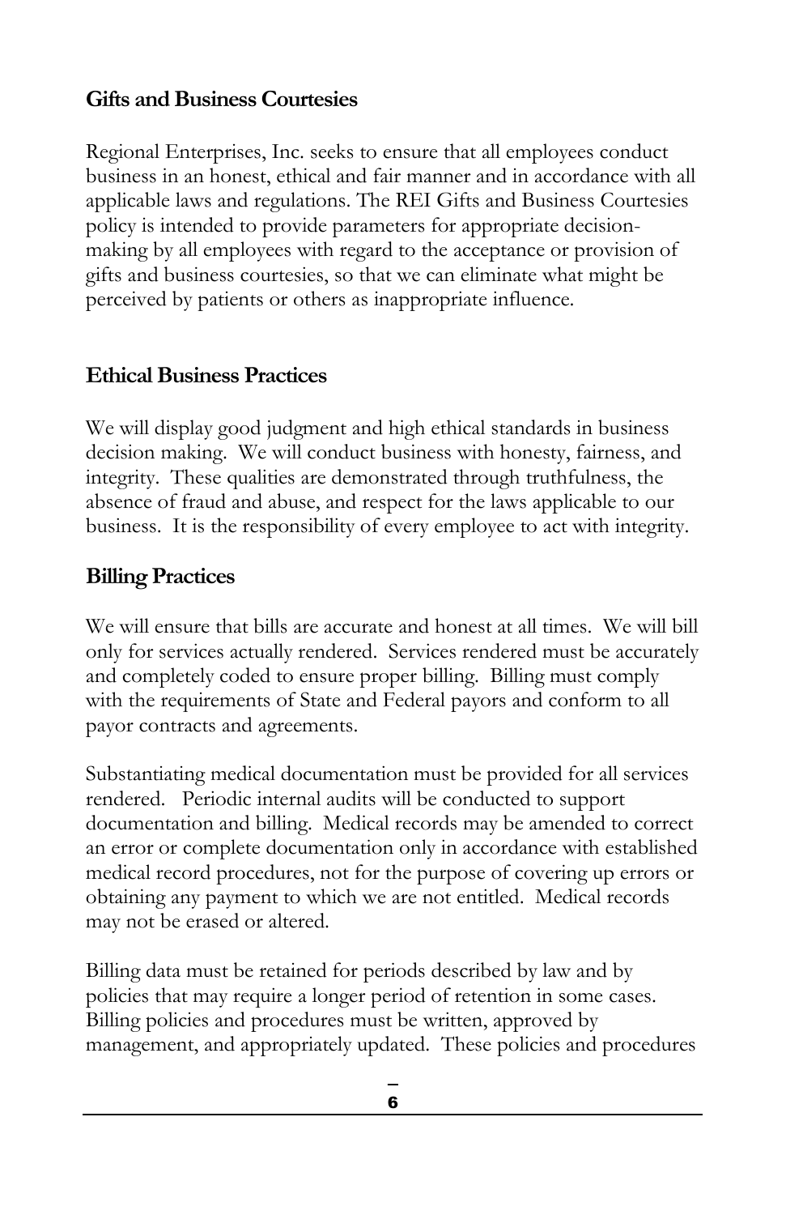## Gifts and Business Courtesies

Regional Enterprises, Inc. seeks to ensure that all employees conduct business in an honest, ethical and fair manner and in accordance with all applicable laws and regulations. The REI Gifts and Business Courtesies policy is intended to provide parameters for appropriate decision-making by all employees with regard to the acceptance or provision of gifts and business courtesies, so that we can eliminate what might be perceived by patients or others as inappropriate influence.

## Ethical Business Practices

We will display good judgment and high ethical standards in business decision making. We will conduct business with honesty, fairness, and integrity. These qualities are demonstrated through truthfulness, the absence of fraud and abuse, and respect for the laws applicable to our business. It is the responsibility of every employee to act with integrity.

## Billing Practices

We will ensure that bills are accurate and honest at all times. We will bill only for services actually rendered. Services rendered must be accurately and completely coded to ensure proper billing. Billing must comply with the requirements of State and Federal payors and conform to all payor contracts and agreements.

Substantiating medical documentation must be provided for all services rendered. Periodic internal audits will be conducted to support documentation and billing. Medical records may be amended to correct an error or complete documentation only in accordance with established medical record procedures, not for the purpose of covering up errors or obtaining any payment to which we are not entitled. Medical records may not be erased or altered.

Billing data must be retained for periods described by law and by policies that may require a longer period of retention in some cases. Billing policies and procedures must be written, approved by management, and appropriately updated. These policies and procedures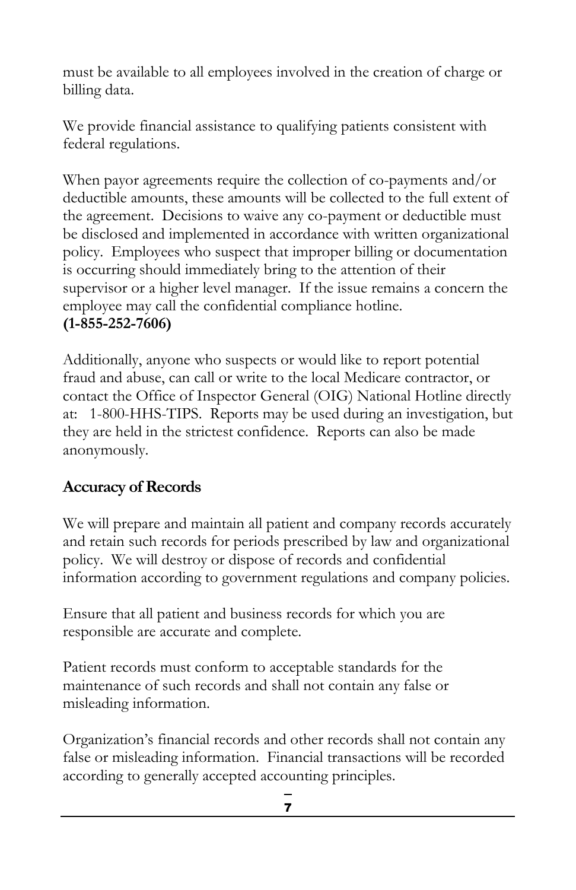must be available to all employees involved in the creation of charge or billing data.

We provide financial assistance to qualifying patients consistent with federal regulations.

When payor agreements require the collection of co-payments and/or deductible amounts, these amounts will be collected to the full extent of the agreement. Decisions to waive any co-payment or deductible must be disclosed and implemented in accordance with written organizational policy. Employees who suspect that improper billing or documentation is occurring should immediately bring to the attention of their supervisor or a higher level manager. If the issue remains a concern the employee may call the confidential compliance hotline.
**(1-855-252-7606)**

Additionally, anyone who suspects or would like to report potential fraud and abuse, can call or write to the local Medicare contractor, or contact the Office of Inspector General (OIG) National Hotline directly at: 1-800-HHS-TIPS. Reports may be used during an investigation, but they are held in the strictest confidence. Reports can also be made anonymously.

## Accuracy of Records

We will prepare and maintain all patient and company records accurately and retain such records for periods prescribed by law and organizational policy. We will destroy or dispose of records and confidential information according to government regulations and company policies.

Ensure that all patient and business records for which you are responsible are accurate and complete.

Patient records must conform to acceptable standards for the maintenance of such records and shall not contain any false or misleading information.

Organization's financial records and other records shall not contain any false or misleading information. Financial transactions will be recorded according to generally accepted accounting principles.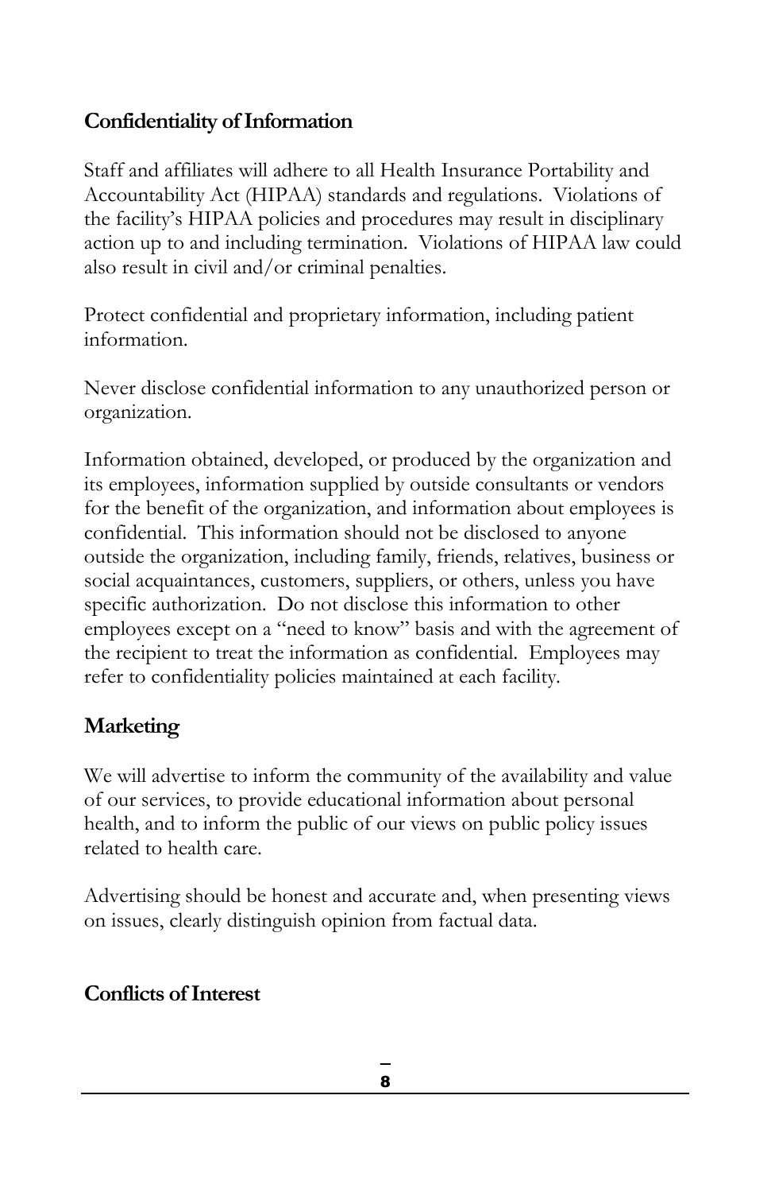## Confidentiality of Information

Staff and affiliates will adhere to all Health Insurance Portability and Accountability Act (HIPAA) standards and regulations. Violations of the facility's HIPAA policies and procedures may result in disciplinary action up to and including termination. Violations of HIPAA law could also result in civil and/or criminal penalties.

Protect confidential and proprietary information, including patient information.

Never disclose confidential information to any unauthorized person or organization.

Information obtained, developed, or produced by the organization and its employees, information supplied by outside consultants or vendors for the benefit of the organization, and information about employees is confidential. This information should not be disclosed to anyone outside the organization, including family, friends, relatives, business or social acquaintances, customers, suppliers, or others, unless you have specific authorization. Do not disclose this information to other employees except on a "need to know" basis and with the agreement of the recipient to treat the information as confidential. Employees may refer to confidentiality policies maintained at each facility.

## Marketing

We will advertise to inform the community of the availability and value of our services, to provide educational information about personal health, and to inform the public of our views on public policy issues related to health care.

Advertising should be honest and accurate and, when presenting views on issues, clearly distinguish opinion from factual data.

## Conflicts of Interest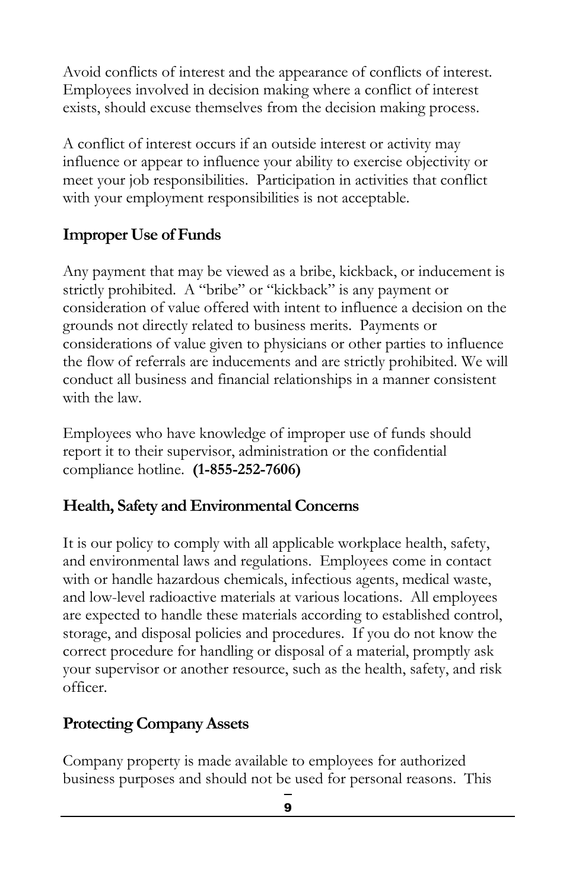Avoid conflicts of interest and the appearance of conflicts of interest. Employees involved in decision making where a conflict of interest exists, should excuse themselves from the decision making process.

A conflict of interest occurs if an outside interest or activity may influence or appear to influence your ability to exercise objectivity or meet your job responsibilities. Participation in activities that conflict with your employment responsibilities is not acceptable.

## Improper Use of Funds

Any payment that may be viewed as a bribe, kickback, or inducement is strictly prohibited. A "bribe" or "kickback" is any payment or consideration of value offered with intent to influence a decision on the grounds not directly related to business merits. Payments or considerations of value given to physicians or other parties to influence the flow of referrals are inducements and are strictly prohibited. We will conduct all business and financial relationships in a manner consistent with the law.

Employees who have knowledge of improper use of funds should report it to their supervisor, administration or the confidential compliance hotline. **(1-855-252-7606)**

## Health, Safety and Environmental Concerns

It is our policy to comply with all applicable workplace health, safety, and environmental laws and regulations. Employees come in contact with or handle hazardous chemicals, infectious agents, medical waste, and low-level radioactive materials at various locations. All employees are expected to handle these materials according to established control, storage, and disposal policies and procedures. If you do not know the correct procedure for handling or disposal of a material, promptly ask your supervisor or another resource, such as the health, safety, and risk officer.

## Protecting Company Assets

Company property is made available to employees for authorized business purposes and should not be used for personal reasons. This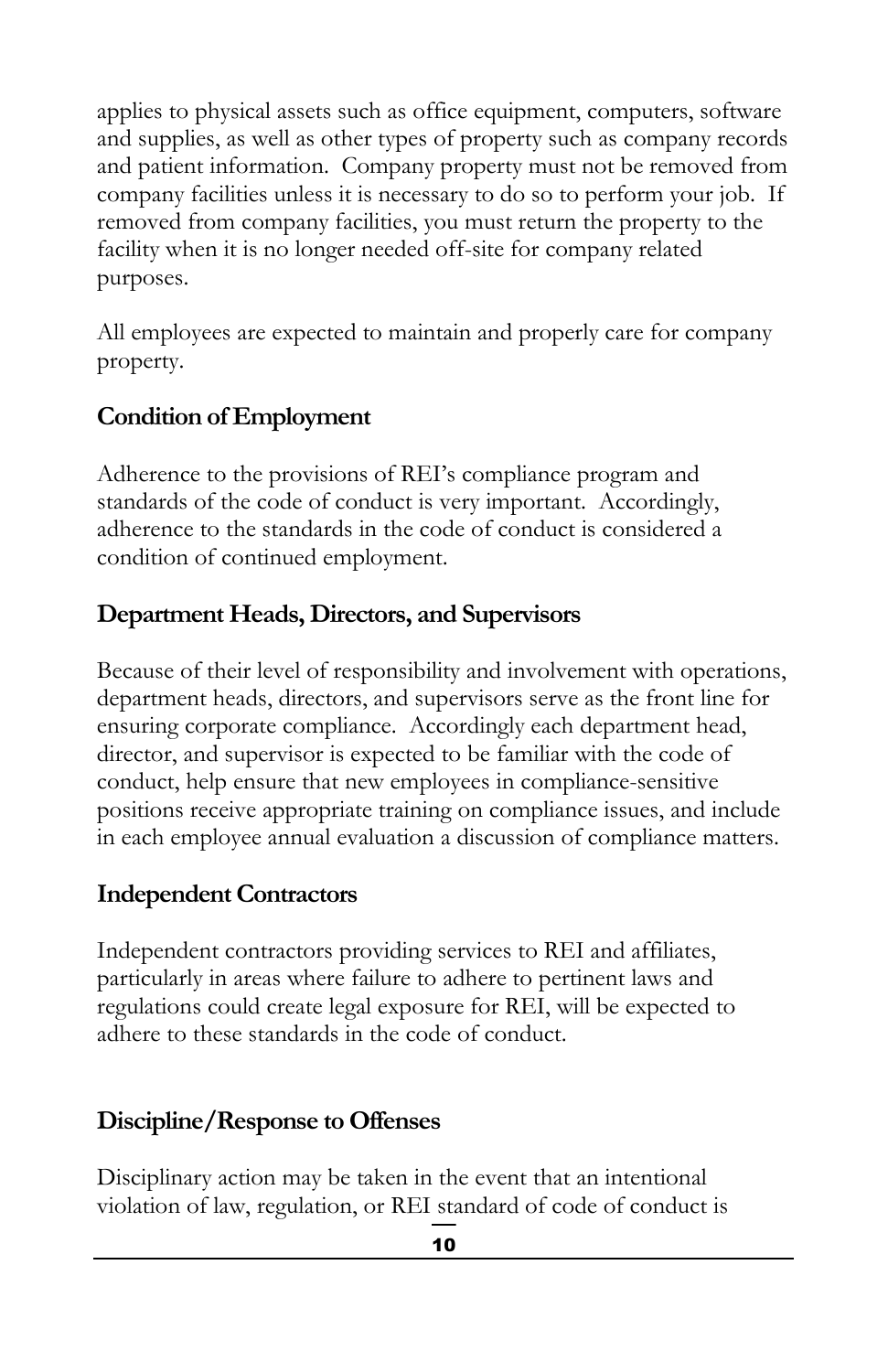applies to physical assets such as office equipment, computers, software and supplies, as well as other types of property such as company records and patient information. Company property must not be removed from company facilities unless it is necessary to do so to perform your job. If removed from company facilities, you must return the property to the facility when it is no longer needed off-site for company related purposes.

All employees are expected to maintain and properly care for company property.

## Condition of Employment

Adherence to the provisions of REI's compliance program and standards of the code of conduct is very important. Accordingly, adherence to the standards in the code of conduct is considered a condition of continued employment.

## Department Heads, Directors, and Supervisors

Because of their level of responsibility and involvement with operations, department heads, directors, and supervisors serve as the front line for ensuring corporate compliance. Accordingly each department head, director, and supervisor is expected to be familiar with the code of conduct, help ensure that new employees in compliance-sensitive positions receive appropriate training on compliance issues, and include in each employee annual evaluation a discussion of compliance matters.

## Independent Contractors

Independent contractors providing services to REI and affiliates, particularly in areas where failure to adhere to pertinent laws and regulations could create legal exposure for REI, will be expected to adhere to these standards in the code of conduct.

## Discipline/Response to Offenses

Disciplinary action may be taken in the event that an intentional violation of law, regulation, or REI standard of code of conduct is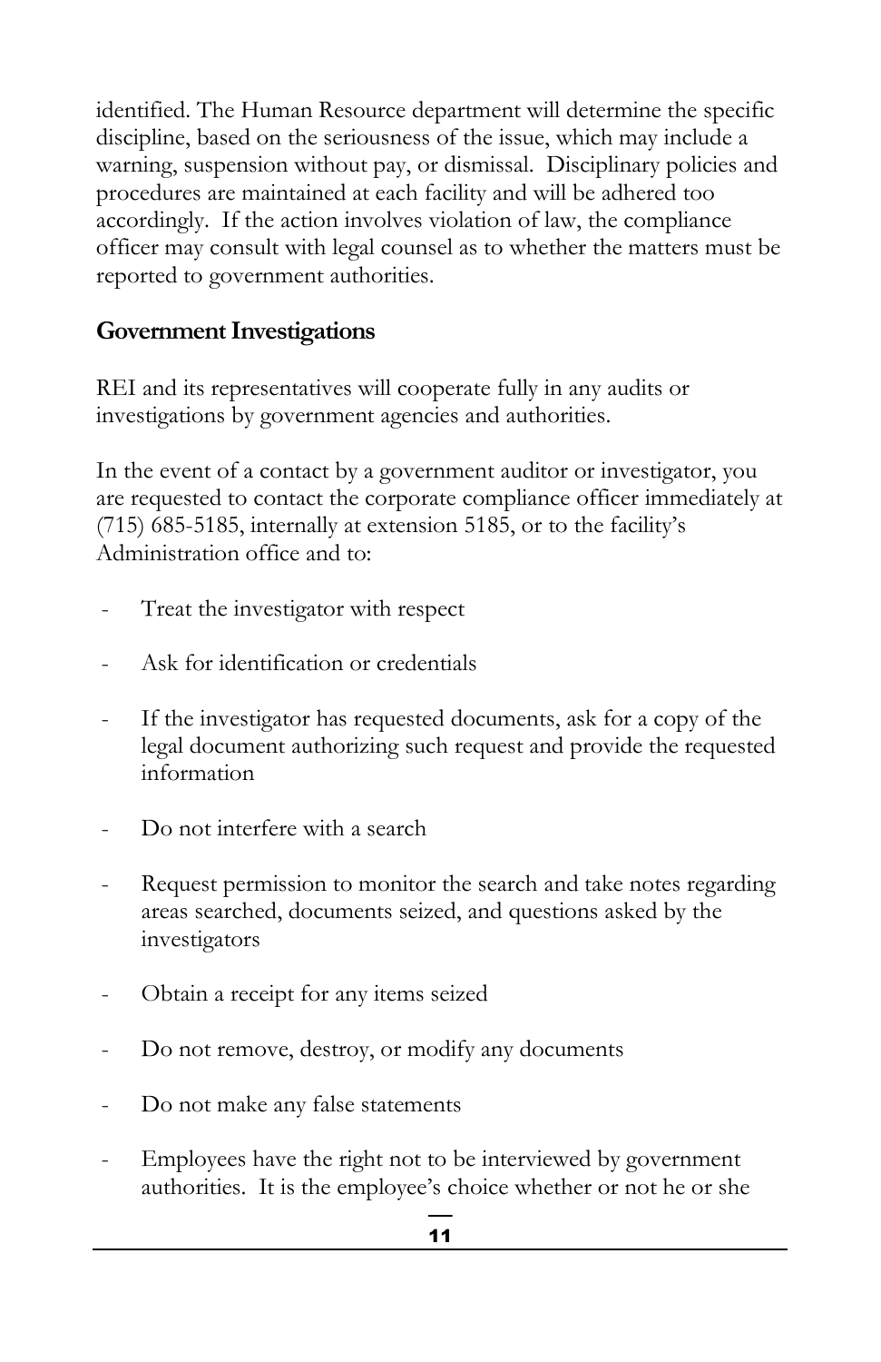identified. The Human Resource department will determine the specific discipline, based on the seriousness of the issue, which may include a warning, suspension without pay, or dismissal. Disciplinary policies and procedures are maintained at each facility and will be adhered too accordingly. If the action involves violation of law, the compliance officer may consult with legal counsel as to whether the matters must be reported to government authorities.

## Government Investigations

REI and its representatives will cooperate fully in any audits or investigations by government agencies and authorities.

In the event of a contact by a government auditor or investigator, you are requested to contact the corporate compliance officer immediately at (715) 685-5185, internally at extension 5185, or to the facility's Administration office and to:

- Treat the investigator with respect
- Ask for identification or credentials
- If the investigator has requested documents, ask for a copy of the legal document authorizing such request and provide the requested information
- Do not interfere with a search
- Request permission to monitor the search and take notes regarding areas searched, documents seized, and questions asked by the investigators
- Obtain a receipt for any items seized
- Do not remove, destroy, or modify any documents
- Do not make any false statements
- Employees have the right not to be interviewed by government authorities. It is the employee's choice whether or not he or she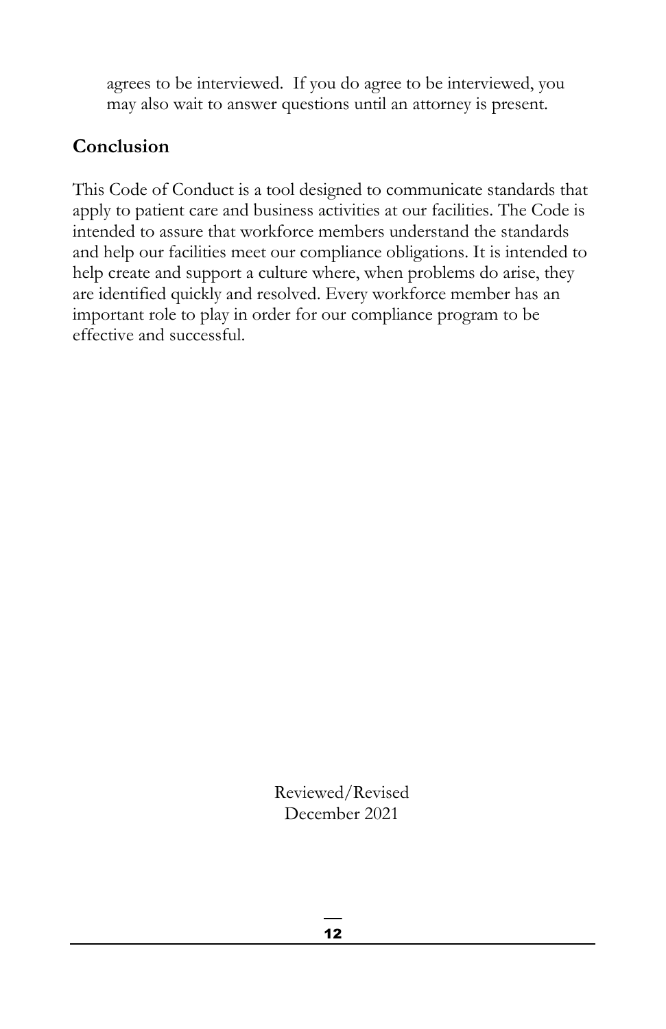agrees to be interviewed. If you do agree to be interviewed, you may also wait to answer questions until an attorney is present.

## Conclusion

This Code of Conduct is a tool designed to communicate standards that apply to patient care and business activities at our facilities. The Code is intended to assure that workforce members understand the standards and help our facilities meet our compliance obligations. It is intended to help create and support a culture where, when problems do arise, they are identified quickly and resolved. Every workforce member has an important role to play in order for our compliance program to be effective and successful.

Reviewed/Revised
December 2021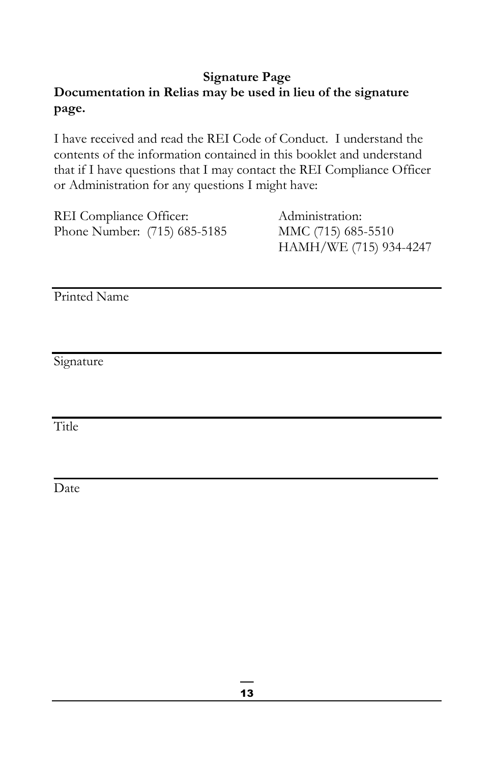## Signature Page

**Documentation in Relias may be used in lieu of the signature page.**

I have received and read the REI Code of Conduct. I understand the contents of the information contained in this booklet and understand that if I have questions that I may contact the REI Compliance Officer or Administration for any questions I might have:

REI Compliance Officer:
Phone Number: (715) 685-5185

Administration:
MMC (715) 685-5510
HAMH/WE (715) 934-4247

\_\_\_\_\_\_\_\_\_\_\_\_\_\_\_\_\_\_\_\_\_\_\_\_\_\_\_\_\_\_\_\_\_\_\_\_\_\_\_\_
Printed Name

\_\_\_\_\_\_\_\_\_\_\_\_\_\_\_\_\_\_\_\_\_\_\_\_\_\_\_\_\_\_\_\_\_\_\_\_\_\_\_\_
Signature

\_\_\_\_\_\_\_\_\_\_\_\_\_\_\_\_\_\_\_\_\_\_\_\_\_\_\_\_\_\_\_\_\_\_\_\_\_\_\_\_
Title

\_\_\_\_\_\_\_\_\_\_\_\_\_\_\_\_\_\_\_\_\_\_\_\_\_\_\_\_\_\_\_\_\_\_\_\_\_\_\_\_
Date